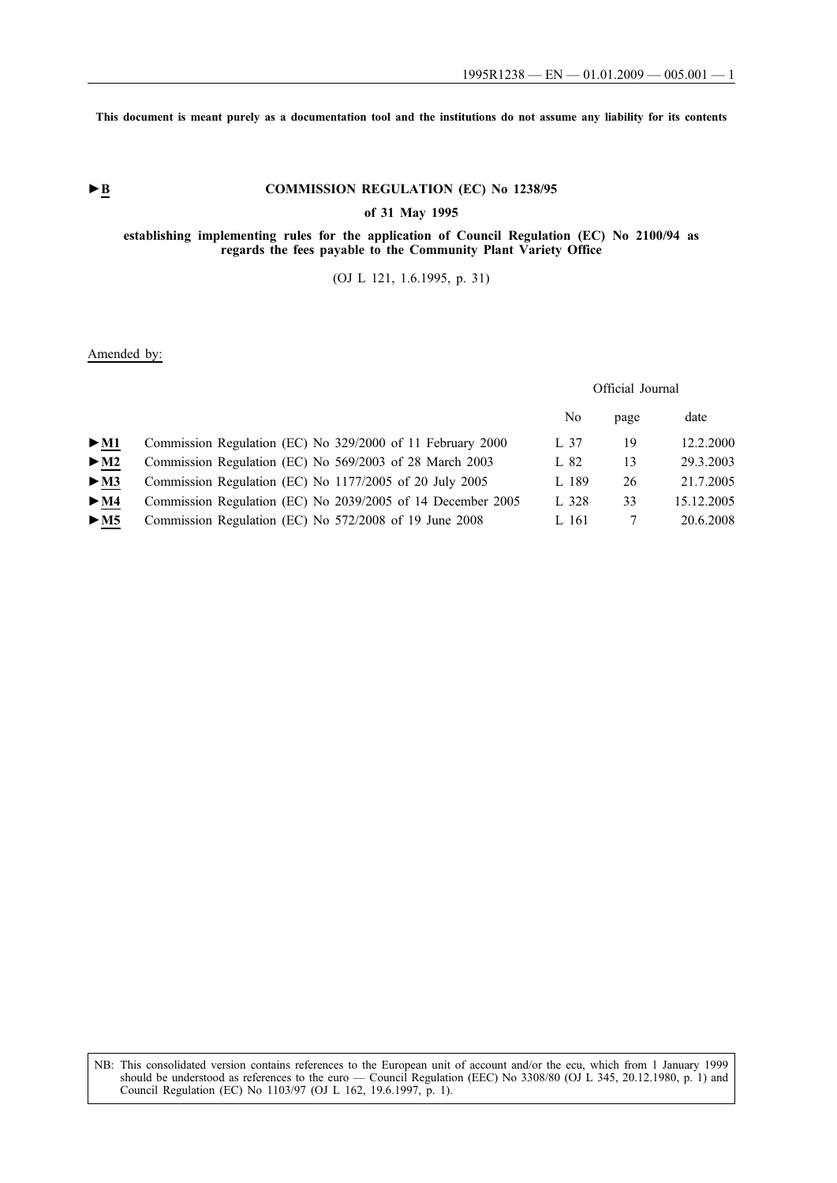This document is meant purely as a documentation tool and the institutions do not assume any liability for its contents

►B

# COMMISSION REGULATION (EC) No 1238/95

## of 31 May 1995

## establishing implementing rules for the application of Council Regulation (EC) No 2100/94 as regards the fees payable to the Community Plant Variety Office

(OJ L 121, 1.6.1995, p. 31)

Amended by:

| | | Official Journal | | |
|---|---|---|---|---|
| | | No | page | date |
| ►M1 | Commission Regulation (EC) No 329/2000 of 11 February 2000 | L 37 | 19 | 12.2.2000 |
| ►M2 | Commission Regulation (EC) No 569/2003 of 28 March 2003 | L 82 | 13 | 29.3.2003 |
| ►M3 | Commission Regulation (EC) No 1177/2005 of 20 July 2005 | L 189 | 26 | 21.7.2005 |
| ►M4 | Commission Regulation (EC) No 2039/2005 of 14 December 2005 | L 328 | 33 | 15.12.2005 |
| ►M5 | Commission Regulation (EC) No 572/2008 of 19 June 2008 | L 161 | 7 | 20.6.2008 |

NB: This consolidated version contains references to the European unit of account and/or the ecu, which from 1 January 1999 should be understood as references to the euro — Council Regulation (EEC) No 3308/80 (OJ L 345, 20.12.1980, p. 1) and Council Regulation (EC) No 1103/97 (OJ L 162, 19.6.1997, p. 1).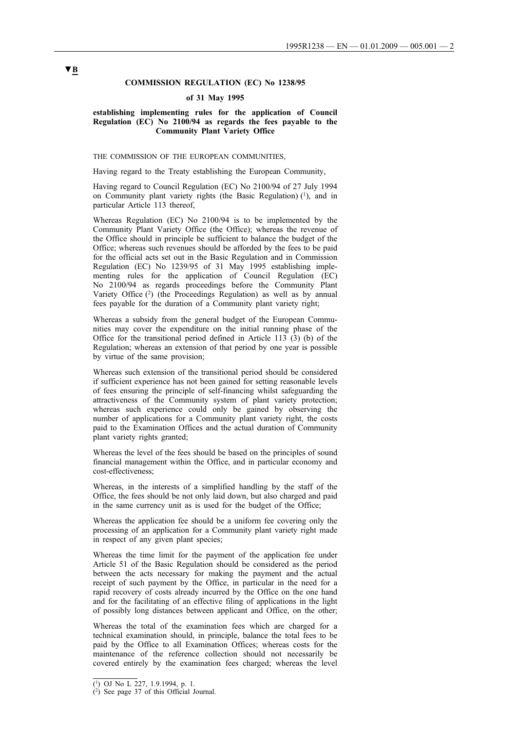▼B

**COMMISSION REGULATION (EC) No 1238/95**

**of 31 May 1995**

**establishing implementing rules for the application of Council Regulation (EC) No 2100/94 as regards the fees payable to the Community Plant Variety Office**

THE COMMISSION OF THE EUROPEAN COMMUNITIES,

Having regard to the Treaty establishing the European Community,

Having regard to Council Regulation (EC) No 2100/94 of 27 July 1994 on Community plant variety rights (the Basic Regulation) [1], and in particular Article 113 thereof,

Whereas Regulation (EC) No 2100/94 is to be implemented by the Community Plant Variety Office (the Office); whereas the revenue of the Office should in principle be sufficient to balance the budget of the Office; whereas such revenues should be afforded by the fees to be paid for the official acts set out in the Basic Regulation and in Commission Regulation (EC) No 1239/95 of 31 May 1995 establishing implementing rules for the application of Council Regulation (EC) No 2100/94 as regards proceedings before the Community Plant Variety Office [2] (the Proceedings Regulation) as well as by annual fees payable for the duration of a Community plant variety right;

Whereas a subsidy from the general budget of the European Communities may cover the expenditure on the initial running phase of the Office for the transitional period defined in Article 113 (3) (b) of the Regulation; whereas an extension of that period by one year is possible by virtue of the same provision;

Whereas such extension of the transitional period should be considered if sufficient experience has not been gained for setting reasonable levels of fees ensuring the principle of self-financing whilst safeguarding the attractiveness of the Community system of plant variety protection; whereas such experience could only be gained by observing the number of applications for a Community plant variety right, the costs paid to the Examination Offices and the actual duration of Community plant variety rights granted;

Whereas the level of the fees should be based on the principles of sound financial management within the Office, and in particular economy and cost-effectiveness;

Whereas, in the interests of a simplified handling by the staff of the Office, the fees should be not only laid down, but also charged and paid in the same currency unit as is used for the budget of the Office;

Whereas the application fee should be a uniform fee covering only the processing of an application for a Community plant variety right made in respect of any given plant species;

Whereas the time limit for the payment of the application fee under Article 51 of the Basic Regulation should be considered as the period between the acts necessary for making the payment and the actual receipt of such payment by the Office, in particular in the need for a rapid recovery of costs already incurred by the Office on the one hand and for the facilitating of an effective filing of applications in the light of possibly long distances between applicant and Office, on the other;

Whereas the total of the examination fees which are charged for a technical examination should, in principle, balance the total fees to be paid by the Office to all Examination Offices; whereas costs for the maintenance of the reference collection should not necessarily be covered entirely by the examination fees charged; whereas the level

---

[1] OJ No L 227, 1.9.1994, p. 1.

[2] See page 37 of this Official Journal.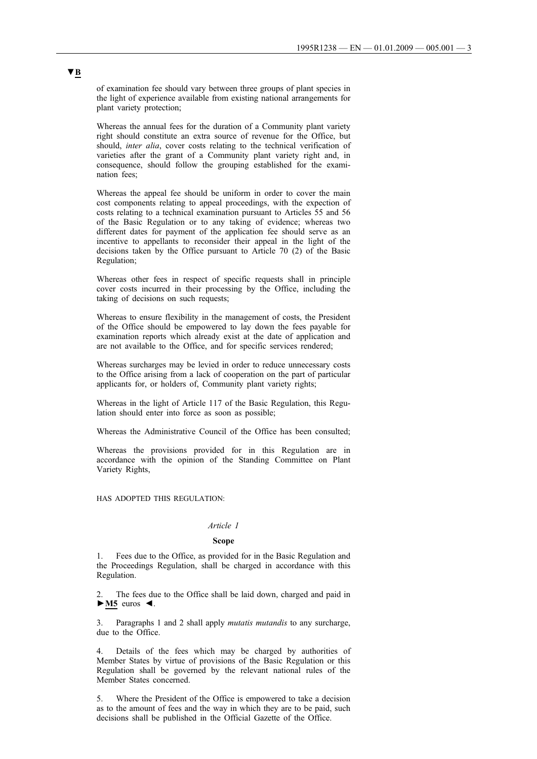▼B

of examination fee should vary between three groups of plant species in the light of experience available from existing national arrangements for plant variety protection;

Whereas the annual fees for the duration of a Community plant variety right should constitute an extra source of revenue for the Office, but should, *inter alia*, cover costs relating to the technical verification of varieties after the grant of a Community plant variety right and, in consequence, should follow the grouping established for the examination fees;

Whereas the appeal fee should be uniform in order to cover the main cost components relating to appeal proceedings, with the expection of costs relating to a technical examination pursuant to Articles 55 and 56 of the Basic Regulation or to any taking of evidence; whereas two different dates for payment of the application fee should serve as an incentive to appellants to reconsider their appeal in the light of the decisions taken by the Office pursuant to Article 70 (2) of the Basic Regulation;

Whereas other fees in respect of specific requests shall in principle cover costs incurred in their processing by the Office, including the taking of decisions on such requests;

Whereas to ensure flexibility in the management of costs, the President of the Office should be empowered to lay down the fees payable for examination reports which already exist at the date of application and are not available to the Office, and for specific services rendered;

Whereas surcharges may be levied in order to reduce unnecessary costs to the Office arising from a lack of cooperation on the part of particular applicants for, or holders of, Community plant variety rights;

Whereas in the light of Article 117 of the Basic Regulation, this Regulation should enter into force as soon as possible;

Whereas the Administrative Council of the Office has been consulted;

Whereas the provisions provided for in this Regulation are in accordance with the opinion of the Standing Committee on Plant Variety Rights,

HAS ADOPTED THIS REGULATION:

*Article 1*

**Scope**

1. Fees due to the Office, as provided for in the Basic Regulation and the Proceedings Regulation, shall be charged in accordance with this Regulation.

2. The fees due to the Office shall be laid down, charged and paid in ►M5 euros ◄.

3. Paragraphs 1 and 2 shall apply *mutatis mutandis* to any surcharge, due to the Office.

4. Details of the fees which may be charged by authorities of Member States by virtue of provisions of the Basic Regulation or this Regulation shall be governed by the relevant national rules of the Member States concerned.

5. Where the President of the Office is empowered to take a decision as to the amount of fees and the way in which they are to be paid, such decisions shall be published in the Official Gazette of the Office.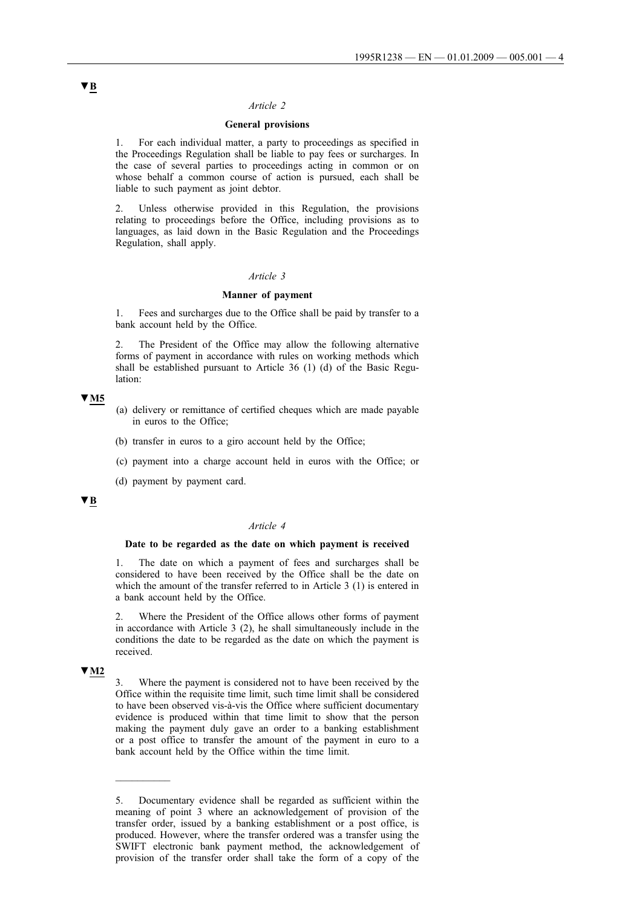▼B

*Article 2*

**General provisions**

1. For each individual matter, a party to proceedings as specified in the Proceedings Regulation shall be liable to pay fees or surcharges. In the case of several parties to proceedings acting in common or on whose behalf a common course of action is pursued, each shall be liable to such payment as joint debtor.

2. Unless otherwise provided in this Regulation, the provisions relating to proceedings before the Office, including provisions as to languages, as laid down in the Basic Regulation and the Proceedings Regulation, shall apply.

*Article 3*

**Manner of payment**

1. Fees and surcharges due to the Office shall be paid by transfer to a bank account held by the Office.

2. The President of the Office may allow the following alternative forms of payment in accordance with rules on working methods which shall be established pursuant to Article 36 (1) (d) of the Basic Regulation:

▼M5

(a) delivery or remittance of certified cheques which are made payable in euros to the Office;

(b) transfer in euros to a giro account held by the Office;

(c) payment into a charge account held in euros with the Office; or

(d) payment by payment card.

▼B

*Article 4*

**Date to be regarded as the date on which payment is received**

1. The date on which a payment of fees and surcharges shall be considered to have been received by the Office shall be the date on which the amount of the transfer referred to in Article 3 (1) is entered in a bank account held by the Office.

2. Where the President of the Office allows other forms of payment in accordance with Article 3 (2), he shall simultaneously include in the conditions the date to be regarded as the date on which the payment is received.

▼M2

3. Where the payment is considered not to have been received by the Office within the requisite time limit, such time limit shall be considered to have been observed vis-à-vis the Office where sufficient documentary evidence is produced within that time limit to show that the person making the payment duly gave an order to a banking establishment or a post office to transfer the amount of the payment in euro to a bank account held by the Office within the time limit.

---

5. Documentary evidence shall be regarded as sufficient within the meaning of point 3 where an acknowledgement of provision of the transfer order, issued by a banking establishment or a post office, is produced. However, where the transfer ordered was a transfer using the SWIFT electronic bank payment method, the acknowledgement of provision of the transfer order shall take the form of a copy of the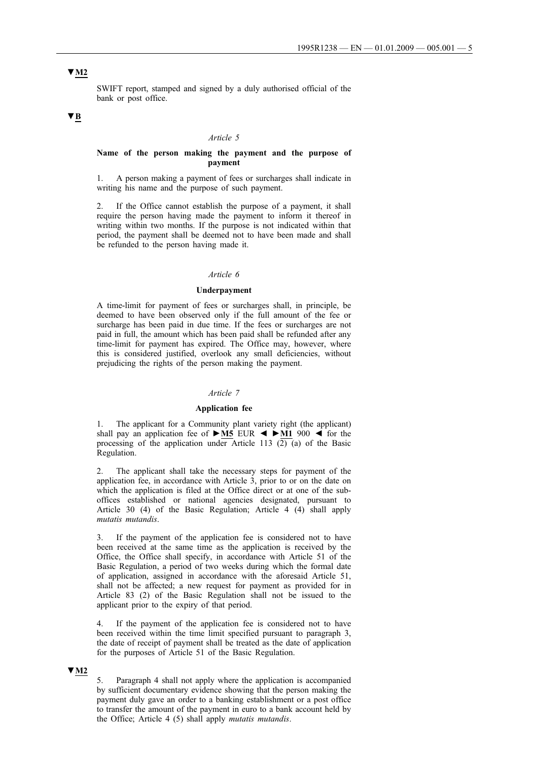▼M2

SWIFT report, stamped and signed by a duly authorised official of the bank or post office.

▼B

*Article 5*

**Name of the person making the payment and the purpose of payment**

1. A person making a payment of fees or surcharges shall indicate in writing his name and the purpose of such payment.

2. If the Office cannot establish the purpose of a payment, it shall require the person having made the payment to inform it thereof in writing within two months. If the purpose is not indicated within that period, the payment shall be deemed not to have been made and shall be refunded to the person having made it.

*Article 6*

**Underpayment**

A time-limit for payment of fees or surcharges shall, in principle, be deemed to have been observed only if the full amount of the fee or surcharge has been paid in due time. If the fees or surcharges are not paid in full, the amount which has been paid shall be refunded after any time-limit for payment has expired. The Office may, however, where this is considered justified, overlook any small deficiencies, without prejudicing the rights of the person making the payment.

*Article 7*

**Application fee**

1. The applicant for a Community plant variety right (the applicant) shall pay an application fee of ►M5 EUR ◄ ►M1 900 ◄ for the processing of the application under Article 113 (2) (a) of the Basic Regulation.

2. The applicant shall take the necessary steps for payment of the application fee, in accordance with Article 3, prior to or on the date on which the application is filed at the Office direct or at one of the sub-offices established or national agencies designated, pursuant to Article 30 (4) of the Basic Regulation; Article 4 (4) shall apply *mutatis mutandis*.

3. If the payment of the application fee is considered not to have been received at the same time as the application is received by the Office, the Office shall specify, in accordance with Article 51 of the Basic Regulation, a period of two weeks during which the formal date of application, assigned in accordance with the aforesaid Article 51, shall not be affected; a new request for payment as provided for in Article 83 (2) of the Basic Regulation shall not be issued to the applicant prior to the expiry of that period.

4. If the payment of the application fee is considered not to have been received within the time limit specified pursuant to paragraph 3, the date of receipt of payment shall be treated as the date of application for the purposes of Article 51 of the Basic Regulation.

▼M2

5. Paragraph 4 shall not apply where the application is accompanied by sufficient documentary evidence showing that the person making the payment duly gave an order to a banking establishment or a post office to transfer the amount of the payment in euro to a bank account held by the Office; Article 4 (5) shall apply *mutatis mutandis*.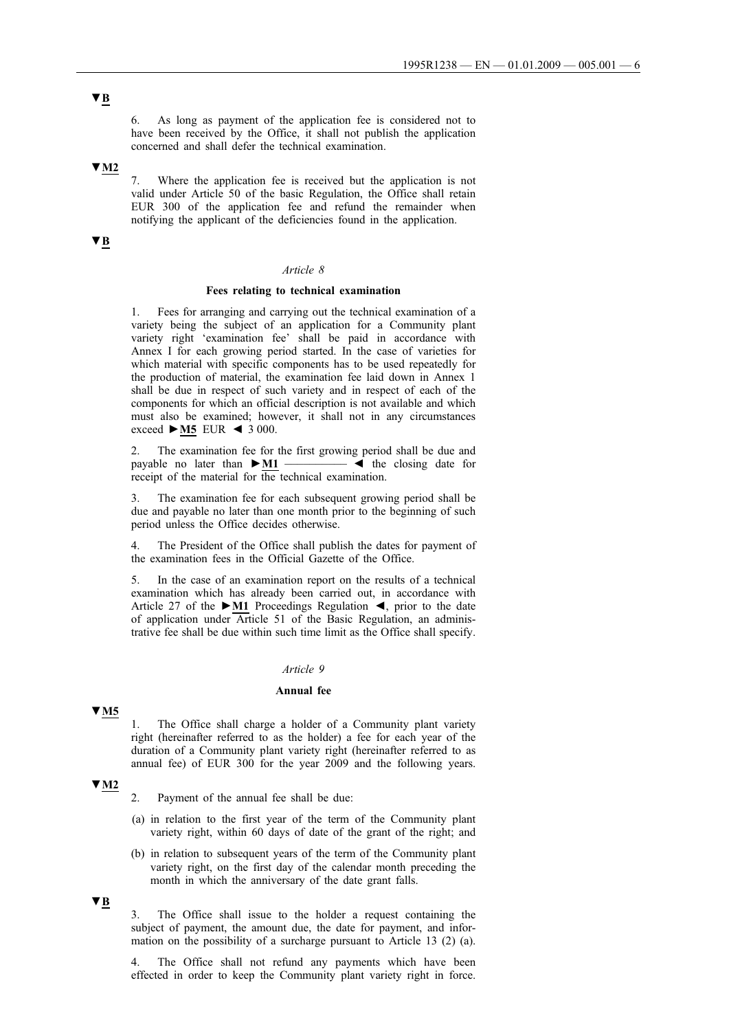▼B

6. As long as payment of the application fee is considered not to have been received by the Office, it shall not publish the application concerned and shall defer the technical examination.

▼M2

7. Where the application fee is received but the application is not valid under Article 50 of the basic Regulation, the Office shall retain EUR 300 of the application fee and refund the remainder when notifying the applicant of the deficiencies found in the application.

▼B

*Article 8*

**Fees relating to technical examination**

1. Fees for arranging and carrying out the technical examination of a variety being the subject of an application for a Community plant variety right 'examination fee' shall be paid in accordance with Annex I for each growing period started. In the case of varieties for which material with specific components has to be used repeatedly for the production of material, the examination fee laid down in Annex 1 shall be due in respect of such variety and in respect of each of the components for which an official description is not available and which must also be examined; however, it shall not in any circumstances exceed ►M5 EUR ◄ 3 000.

2. The examination fee for the first growing period shall be due and payable no later than ►M1 ———— ◄ the closing date for receipt of the material for the technical examination.

3. The examination fee for each subsequent growing period shall be due and payable no later than one month prior to the beginning of such period unless the Office decides otherwise.

4. The President of the Office shall publish the dates for payment of the examination fees in the Official Gazette of the Office.

5. In the case of an examination report on the results of a technical examination which has already been carried out, in accordance with Article 27 of the ►M1 Proceedings Regulation ◄, prior to the date of application under Article 51 of the Basic Regulation, an administrative fee shall be due within such time limit as the Office shall specify.

*Article 9*

**Annual fee**

▼M5

1. The Office shall charge a holder of a Community plant variety right (hereinafter referred to as the holder) a fee for each year of the duration of a Community plant variety right (hereinafter referred to as annual fee) of EUR 300 for the year 2009 and the following years.

▼M2

2. Payment of the annual fee shall be due:

(a) in relation to the first year of the term of the Community plant variety right, within 60 days of date of the grant of the right; and

(b) in relation to subsequent years of the term of the Community plant variety right, on the first day of the calendar month preceding the month in which the anniversary of the date grant falls.

▼B

3. The Office shall issue to the holder a request containing the subject of payment, the amount due, the date for payment, and information on the possibility of a surcharge pursuant to Article 13 (2) (a).

4. The Office shall not refund any payments which have been effected in order to keep the Community plant variety right in force.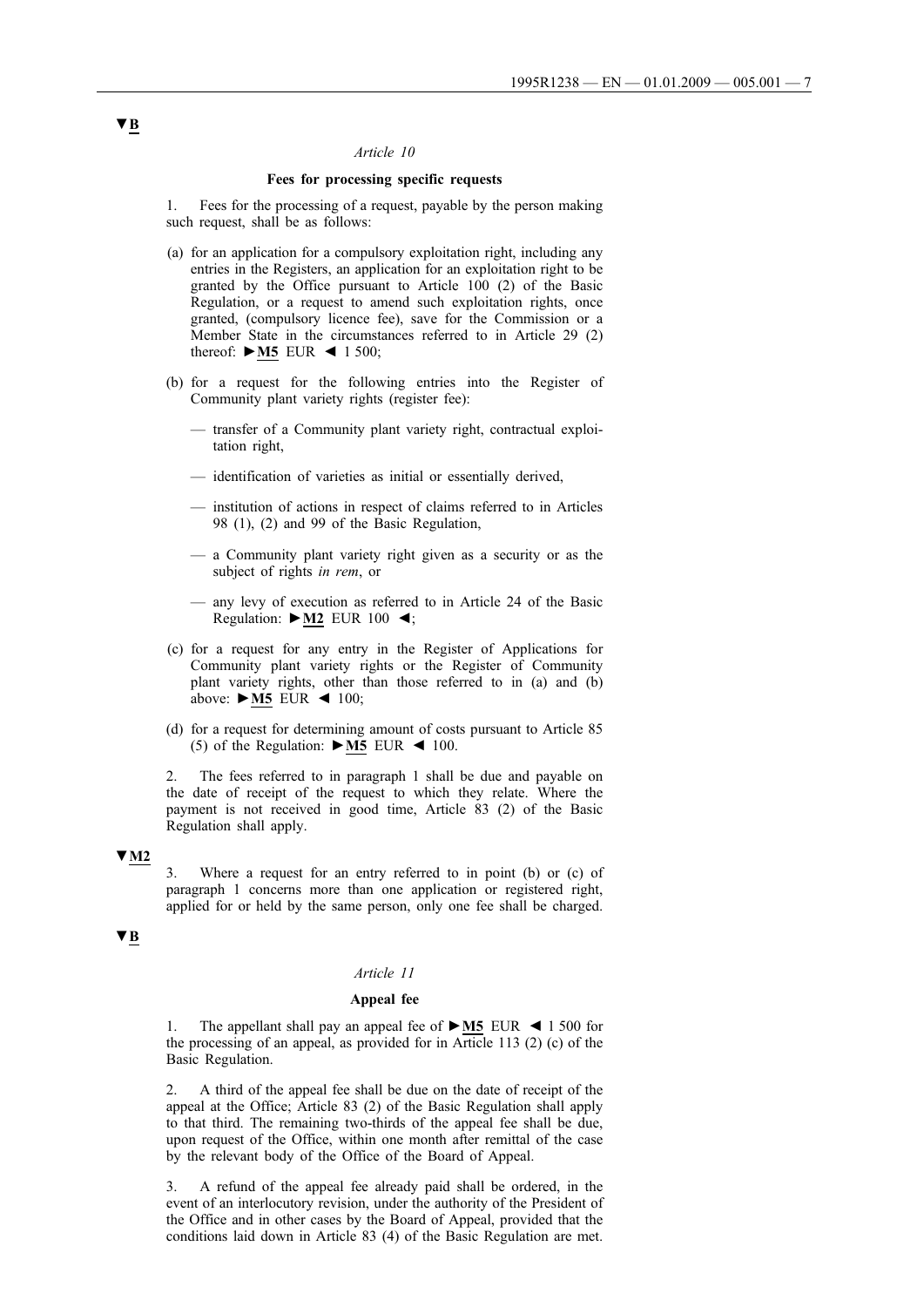▼B

*Article 10*

**Fees for processing specific requests**

1. Fees for the processing of a request, payable by the person making such request, shall be as follows:

(a) for an application for a compulsory exploitation right, including any entries in the Registers, an application for an exploitation right to be granted by the Office pursuant to Article 100 (2) of the Basic Regulation, or a request to amend such exploitation rights, once granted, (compulsory licence fee), save for the Commission or a Member State in the circumstances referred to in Article 29 (2) thereof: ►M5 EUR ◄ 1 500;

(b) for a request for the following entries into the Register of Community plant variety rights (register fee):

— transfer of a Community plant variety right, contractual exploitation right,

— identification of varieties as initial or essentially derived,

— institution of actions in respect of claims referred to in Articles 98 (1), (2) and 99 of the Basic Regulation,

— a Community plant variety right given as a security or as the subject of rights *in rem*, or

— any levy of execution as referred to in Article 24 of the Basic Regulation: ►M2 EUR 100 ◄;

(c) for a request for any entry in the Register of Applications for Community plant variety rights or the Register of Community plant variety rights, other than those referred to in (a) and (b) above: ►M5 EUR ◄ 100;

(d) for a request for determining amount of costs pursuant to Article 85 (5) of the Regulation: ►M5 EUR ◄ 100.

2. The fees referred to in paragraph 1 shall be due and payable on the date of receipt of the request to which they relate. Where the payment is not received in good time, Article 83 (2) of the Basic Regulation shall apply.

▼M2

3. Where a request for an entry referred to in point (b) or (c) of paragraph 1 concerns more than one application or registered right, applied for or held by the same person, only one fee shall be charged.

▼B

*Article 11*

**Appeal fee**

1. The appellant shall pay an appeal fee of ►M5 EUR ◄ 1 500 for the processing of an appeal, as provided for in Article 113 (2) (c) of the Basic Regulation.

2. A third of the appeal fee shall be due on the date of receipt of the appeal at the Office; Article 83 (2) of the Basic Regulation shall apply to that third. The remaining two-thirds of the appeal fee shall be due, upon request of the Office, within one month after remittal of the case by the relevant body of the Office of the Board of Appeal.

3. A refund of the appeal fee already paid shall be ordered, in the event of an interlocutory revision, under the authority of the President of the Office and in other cases by the Board of Appeal, provided that the conditions laid down in Article 83 (4) of the Basic Regulation are met.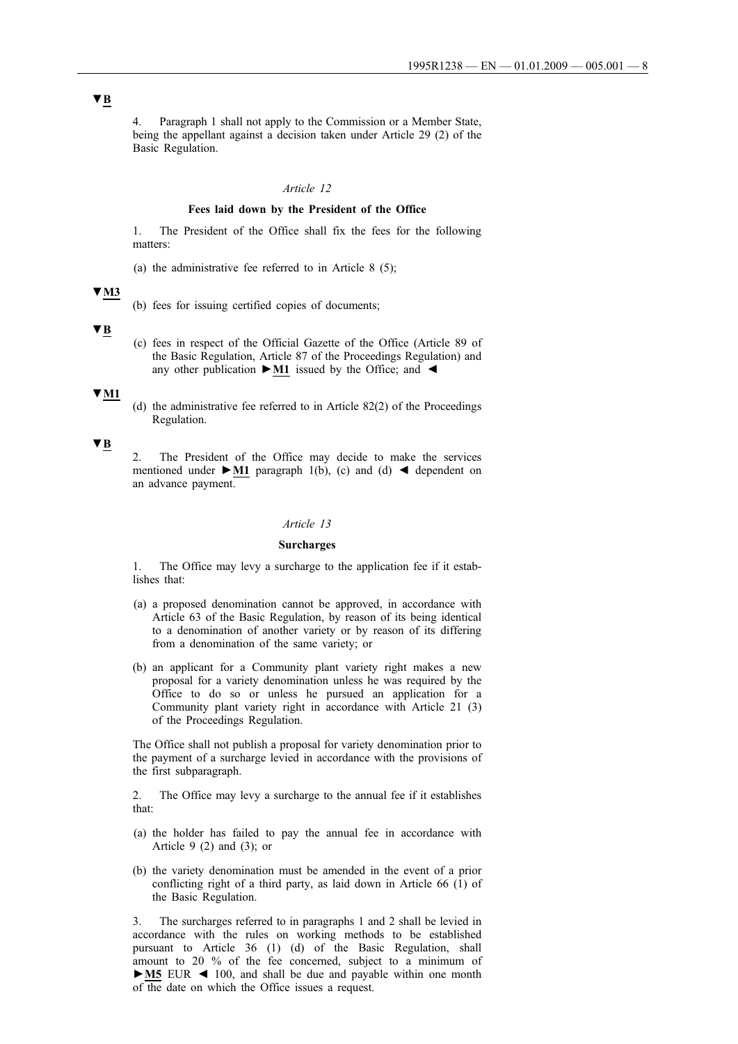▼B

4. Paragraph 1 shall not apply to the Commission or a Member State, being the appellant against a decision taken under Article 29 (2) of the Basic Regulation.

*Article 12*

**Fees laid down by the President of the Office**

1. The President of the Office shall fix the fees for the following matters:

(a) the administrative fee referred to in Article 8 (5);

▼M3

(b) fees for issuing certified copies of documents;

▼B

(c) fees in respect of the Official Gazette of the Office (Article 89 of the Basic Regulation, Article 87 of the Proceedings Regulation) and any other publication ►M1 issued by the Office; and ◄

▼M1

(d) the administrative fee referred to in Article 82(2) of the Proceedings Regulation.

▼B

2. The President of the Office may decide to make the services mentioned under ►M1 paragraph 1(b), (c) and (d) ◄ dependent on an advance payment.

*Article 13*

**Surcharges**

1. The Office may levy a surcharge to the application fee if it establishes that:

(a) a proposed denomination cannot be approved, in accordance with Article 63 of the Basic Regulation, by reason of its being identical to a denomination of another variety or by reason of its differing from a denomination of the same variety; or

(b) an applicant for a Community plant variety right makes a new proposal for a variety denomination unless he was required by the Office to do so or unless he pursued an application for a Community plant variety right in accordance with Article 21 (3) of the Proceedings Regulation.

The Office shall not publish a proposal for variety denomination prior to the payment of a surcharge levied in accordance with the provisions of the first subparagraph.

2. The Office may levy a surcharge to the annual fee if it establishes that:

(a) the holder has failed to pay the annual fee in accordance with Article 9 (2) and (3); or

(b) the variety denomination must be amended in the event of a prior conflicting right of a third party, as laid down in Article 66 (1) of the Basic Regulation.

3. The surcharges referred to in paragraphs 1 and 2 shall be levied in accordance with the rules on working methods to be established pursuant to Article 36 (1) (d) of the Basic Regulation, shall amount to 20 % of the fee concerned, subject to a minimum of ►M5 EUR ◄ 100, and shall be due and payable within one month of the date on which the Office issues a request.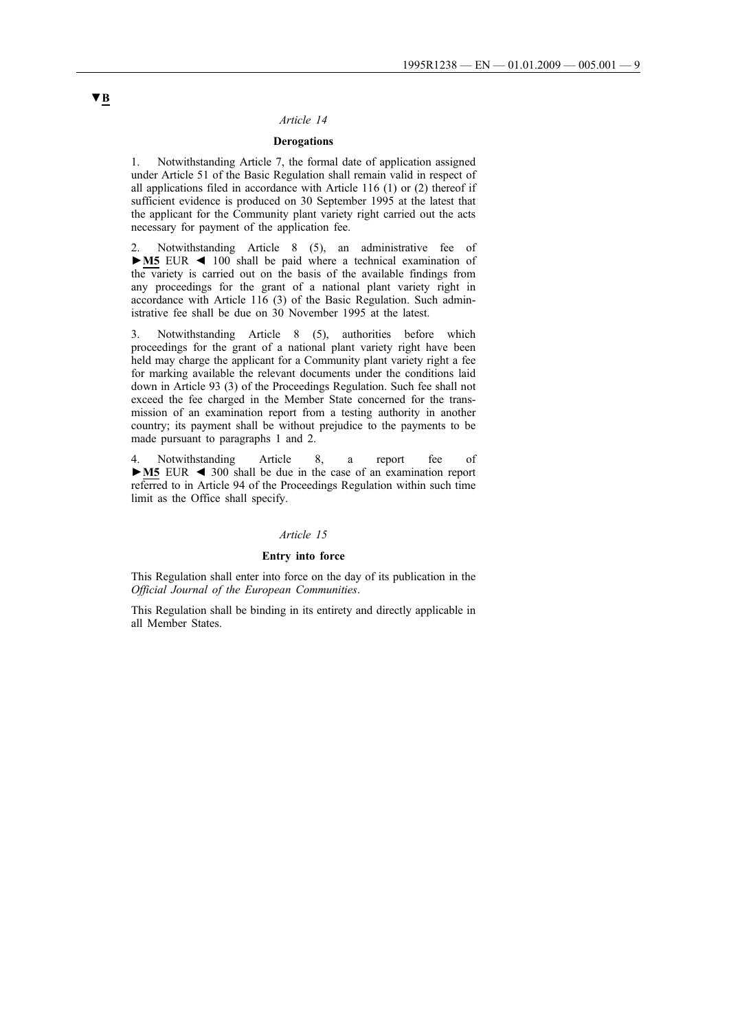▼B

*Article 14*

**Derogations**

1. Notwithstanding Article 7, the formal date of application assigned under Article 51 of the Basic Regulation shall remain valid in respect of all applications filed in accordance with Article 116 (1) or (2) thereof if sufficient evidence is produced on 30 September 1995 at the latest that the applicant for the Community plant variety right carried out the acts necessary for payment of the application fee.

2. Notwithstanding Article 8 (5), an administrative fee of ►M5 EUR ◄ 100 shall be paid where a technical examination of the variety is carried out on the basis of the available findings from any proceedings for the grant of a national plant variety right in accordance with Article 116 (3) of the Basic Regulation. Such administrative fee shall be due on 30 November 1995 at the latest.

3. Notwithstanding Article 8 (5), authorities before which proceedings for the grant of a national plant variety right have been held may charge the applicant for a Community plant variety right a fee for marking available the relevant documents under the conditions laid down in Article 93 (3) of the Proceedings Regulation. Such fee shall not exceed the fee charged in the Member State concerned for the transmission of an examination report from a testing authority in another country; its payment shall be without prejudice to the payments to be made pursuant to paragraphs 1 and 2.

4. Notwithstanding Article 8, a report fee of ►M5 EUR ◄ 300 shall be due in the case of an examination report referred to in Article 94 of the Proceedings Regulation within such time limit as the Office shall specify.

*Article 15*

**Entry into force**

This Regulation shall enter into force on the day of its publication in the *Official Journal of the European Communities*.

This Regulation shall be binding in its entirety and directly applicable in all Member States.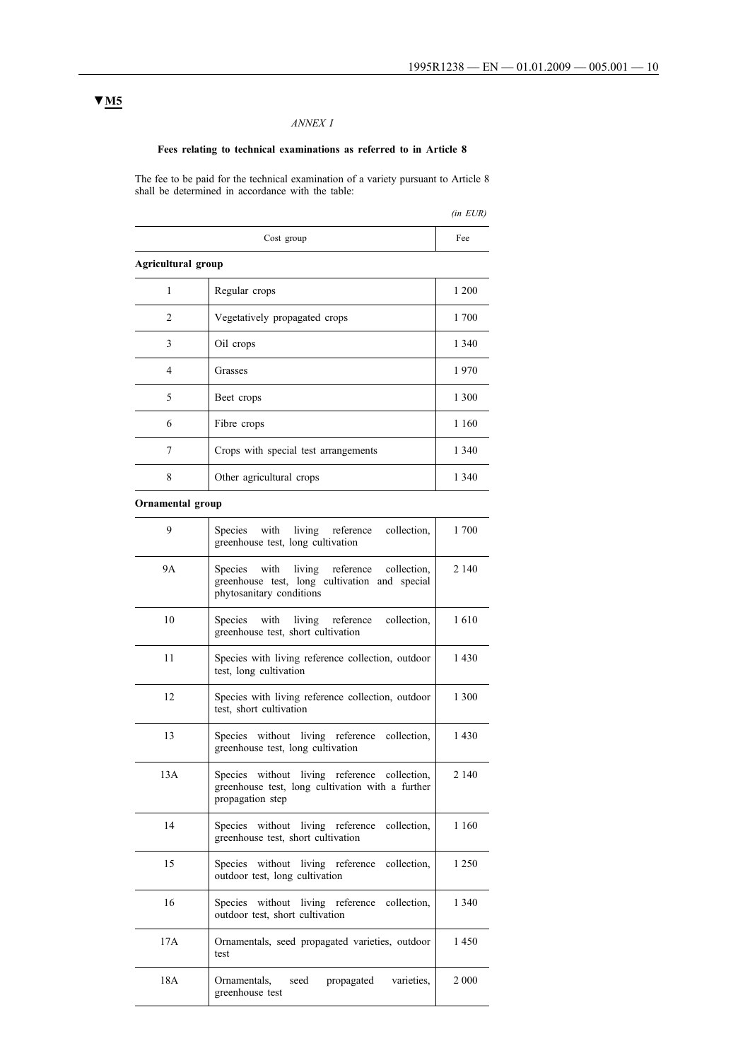▼M5

*ANNEX I*

**Fees relating to technical examinations as referred to in Article 8**

The fee to be paid for the technical examination of a variety pursuant to Article 8 shall be determined in accordance with the table:

*(in EUR)*

| Cost group | | Fee |
|---|---|---|
| **Agricultural group** | | |
| 1 | Regular crops | 1 200 |
| 2 | Vegetatively propagated crops | 1 700 |
| 3 | Oil crops | 1 340 |
| 4 | Grasses | 1 970 |
| 5 | Beet crops | 1 300 |
| 6 | Fibre crops | 1 160 |
| 7 | Crops with special test arrangements | 1 340 |
| 8 | Other agricultural crops | 1 340 |
| **Ornamental group** | | |
| 9 | Species with living reference collection, greenhouse test, long cultivation | 1 700 |
| 9A | Species with living reference collection, greenhouse test, long cultivation and special phytosanitary conditions | 2 140 |
| 10 | Species with living reference collection, greenhouse test, short cultivation | 1 610 |
| 11 | Species with living reference collection, outdoor test, long cultivation | 1 430 |
| 12 | Species with living reference collection, outdoor test, short cultivation | 1 300 |
| 13 | Species without living reference collection, greenhouse test, long cultivation | 1 430 |
| 13A | Species without living reference collection, greenhouse test, long cultivation with a further propagation step | 2 140 |
| 14 | Species without living reference collection, greenhouse test, short cultivation | 1 160 |
| 15 | Species without living reference collection, outdoor test, long cultivation | 1 250 |
| 16 | Species without living reference collection, outdoor test, short cultivation | 1 340 |
| 17A | Ornamentals, seed propagated varieties, outdoor test | 1 450 |
| 18A | Ornamentals, seed propagated varieties, greenhouse test | 2 000 |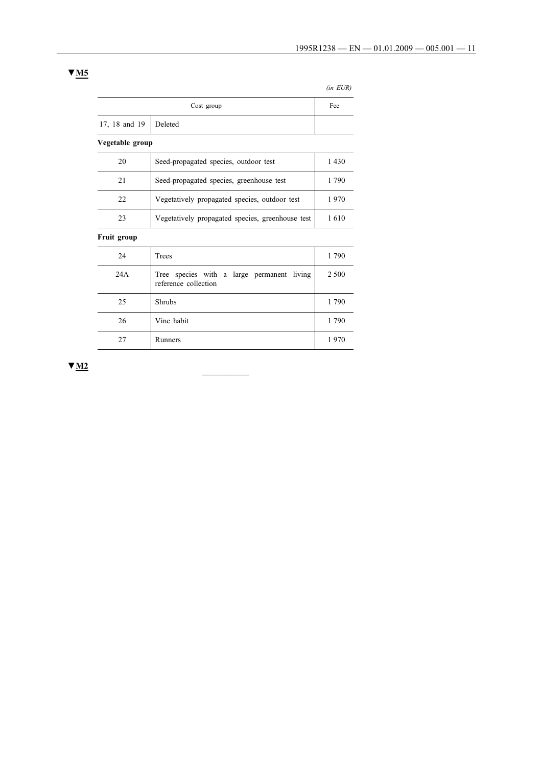▼M5

*(in EUR)*

| Cost group | | Fee |
|---|---|---|
| 17, 18 and 19 | Deleted | |
| **Vegetable group** | | |
| 20 | Seed-propagated species, outdoor test | 1 430 |
| 21 | Seed-propagated species, greenhouse test | 1 790 |
| 22 | Vegetatively propagated species, outdoor test | 1 970 |
| 23 | Vegetatively propagated species, greenhouse test | 1 610 |
| **Fruit group** | | |
| 24 | Trees | 1 790 |
| 24A | Tree species with a large permanent living reference collection | 2 500 |
| 25 | Shrubs | 1 790 |
| 26 | Vine habit | 1 790 |
| 27 | Runners | 1 970 |

▼M2

---